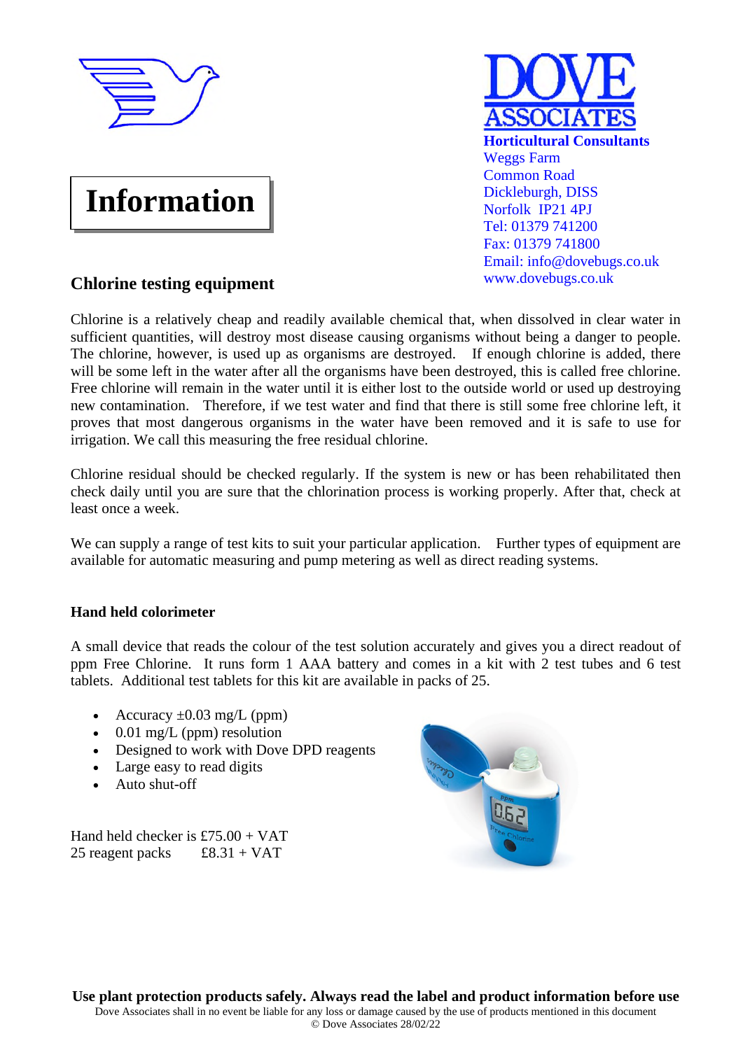DOVE ASSOCIATES

**Horticultural Consultants**
Weggs Farm
Common Road
Dickleburgh, DISS
Norfolk IP21 4PJ
Tel: 01379 741200
Fax: 01379 741800
Email: info@dovebugs.co.uk
www.dovebugs.co.uk

# Information

## Chlorine testing equipment

Chlorine is a relatively cheap and readily available chemical that, when dissolved in clear water in sufficient quantities, will destroy most disease causing organisms without being a danger to people. The chlorine, however, is used up as organisms are destroyed. If enough chlorine is added, there will be some left in the water after all the organisms have been destroyed, this is called free chlorine. Free chlorine will remain in the water until it is either lost to the outside world or used up destroying new contamination. Therefore, if we test water and find that there is still some free chlorine left, it proves that most dangerous organisms in the water have been removed and it is safe to use for irrigation. We call this measuring the free residual chlorine.

Chlorine residual should be checked regularly. If the system is new or has been rehabilitated then check daily until you are sure that the chlorination process is working properly. After that, check at least once a week.

We can supply a range of test kits to suit your particular application. Further types of equipment are available for automatic measuring and pump metering as well as direct reading systems.

### Hand held colorimeter

A small device that reads the colour of the test solution accurately and gives you a direct readout of ppm Free Chlorine. It runs form 1 AAA battery and comes in a kit with 2 test tubes and 6 test tablets. Additional test tablets for this kit are available in packs of 25.

- Accuracy ±0.03 mg/L (ppm)
- 0.01 mg/L (ppm) resolution
- Designed to work with Dove DPD reagents
- Large easy to read digits
- Auto shut-off

Hand held checker is £75.00 + VAT
25 reagent packs £8.31 + VAT

**Use plant protection products safely. Always read the label and product information before use**

Dove Associates shall in no event be liable for any loss or damage caused by the use of products mentioned in this document
© Dove Associates 28/02/22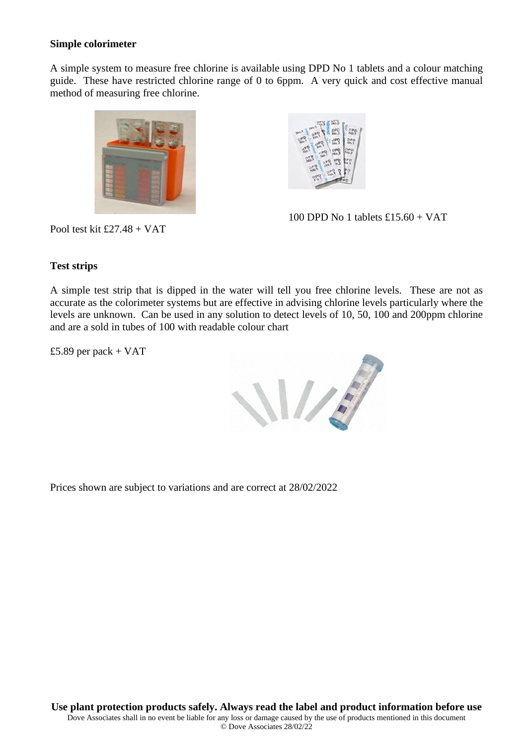**Simple colorimeter**

A simple system to measure free chlorine is available using DPD No 1 tablets and a colour matching guide. These have restricted chlorine range of 0 to 6ppm. A very quick and cost effective manual method of measuring free chlorine.

Pool test kit £27.48 + VAT

100 DPD No 1 tablets £15.60 + VAT

**Test strips**

A simple test strip that is dipped in the water will tell you free chlorine levels. These are not as accurate as the colorimeter systems but are effective in advising chlorine levels particularly where the levels are unknown. Can be used in any solution to detect levels of 10, 50, 100 and 200ppm chlorine and are a sold in tubes of 100 with readable colour chart

£5.89 per pack + VAT

Prices shown are subject to variations and are correct at 28/02/2022

**Use plant protection products safely. Always read the label and product information before use**

Dove Associates shall in no event be liable for any loss or damage caused by the use of products mentioned in this document

© Dove Associates 28/02/22